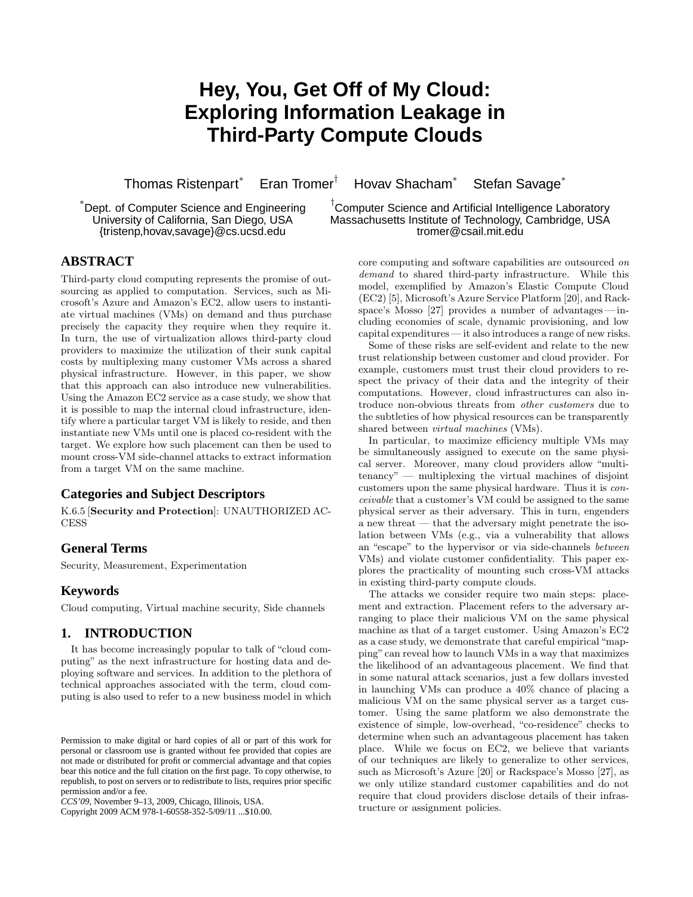# Hey, You, Get Off of My Cloud: Exploring Information Leakage in Third-Party Compute Clouds

Thomas Ristenpart[*] Eran Tromer[†] Hovav Shacham[*] Stefan Savage[*]

[*]Dept. of Computer Science and Engineering
University of California, San Diego, USA
{tristenp,hovav,savage}@cs.ucsd.edu

[†]Computer Science and Artificial Intelligence Laboratory
Massachusetts Institute of Technology, Cambridge, USA
tromer@csail.mit.edu

## ABSTRACT

Third-party cloud computing represents the promise of outsourcing as applied to computation. Services, such as Microsoft's Azure and Amazon's EC2, allow users to instantiate virtual machines (VMs) on demand and thus purchase precisely the capacity they require when they require it. In turn, the use of virtualization allows third-party cloud providers to maximize the utilization of their sunk capital costs by multiplexing many customer VMs across a shared physical infrastructure. However, in this paper, we show that this approach can also introduce new vulnerabilities. Using the Amazon EC2 service as a case study, we show that it is possible to map the internal cloud infrastructure, identify where a particular target VM is likely to reside, and then instantiate new VMs until one is placed co-resident with the target. We explore how such placement can then be used to mount cross-VM side-channel attacks to extract information from a target VM on the same machine.

### Categories and Subject Descriptors

K.6.5 [**Security and Protection**]: UNAUTHORIZED ACCESS

### General Terms

Security, Measurement, Experimentation

### Keywords

Cloud computing, Virtual machine security, Side channels

## 1. INTRODUCTION

It has become increasingly popular to talk of "cloud computing" as the next infrastructure for hosting data and deploying software and services. In addition to the plethora of technical approaches associated with the term, cloud computing is also used to refer to a new business model in which core computing and software capabilities are outsourced *on demand* to shared third-party infrastructure. While this model, exemplified by Amazon's Elastic Compute Cloud (EC2) [5], Microsoft's Azure Service Platform [20], and Rackspace's Mosso [27] provides a number of advantages — including economies of scale, dynamic provisioning, and low capital expenditures — it also introduces a range of new risks.

Some of these risks are self-evident and relate to the new trust relationship between customer and cloud provider. For example, customers must trust their cloud providers to respect the privacy of their data and the integrity of their computations. However, cloud infrastructures can also introduce non-obvious threats from *other customers* due to the subtleties of how physical resources can be transparently shared between *virtual machines* (VMs).

In particular, to maximize efficiency multiple VMs may be simultaneously assigned to execute on the same physical server. Moreover, many cloud providers allow "multi-tenancy" — multiplexing the virtual machines of disjoint customers upon the same physical hardware. Thus it is *conceivable* that a customer's VM could be assigned to the same physical server as their adversary. This in turn, engenders a new threat — that the adversary might penetrate the isolation between VMs (e.g., via a vulnerability that allows an "escape" to the hypervisor or via side-channels *between* VMs) and violate customer confidentiality. This paper explores the practicality of mounting such cross-VM attacks in existing third-party compute clouds.

The attacks we consider require two main steps: placement and extraction. Placement refers to the adversary arranging to place their malicious VM on the same physical machine as that of a target customer. Using Amazon's EC2 as a case study, we demonstrate that careful empirical "mapping" can reveal how to launch VMs in a way that maximizes the likelihood of an advantageous placement. We find that in some natural attack scenarios, just a few dollars invested in launching VMs can produce a 40% chance of placing a malicious VM on the same physical server as a target customer. Using the same platform we also demonstrate the existence of simple, low-overhead, "co-residence" checks to determine when such an advantageous placement has taken place. While we focus on EC2, we believe that variants of our techniques are likely to generalize to other services, such as Microsoft's Azure [20] or Rackspace's Mosso [27], as we only utilize standard customer capabilities and do not require that cloud providers disclose details of their infrastructure or assignment policies.

Permission to make digital or hard copies of all or part of this work for personal or classroom use is granted without fee provided that copies are not made or distributed for profit or commercial advantage and that copies bear this notice and the full citation on the first page. To copy otherwise, to republish, to post on servers or to redistribute to lists, requires prior specific permission and/or a fee.
*CCS'09,* November 9–13, 2009, Chicago, Illinois, USA.
Copyright 2009 ACM 978-1-60558-352-5/09/11 ...$10.00.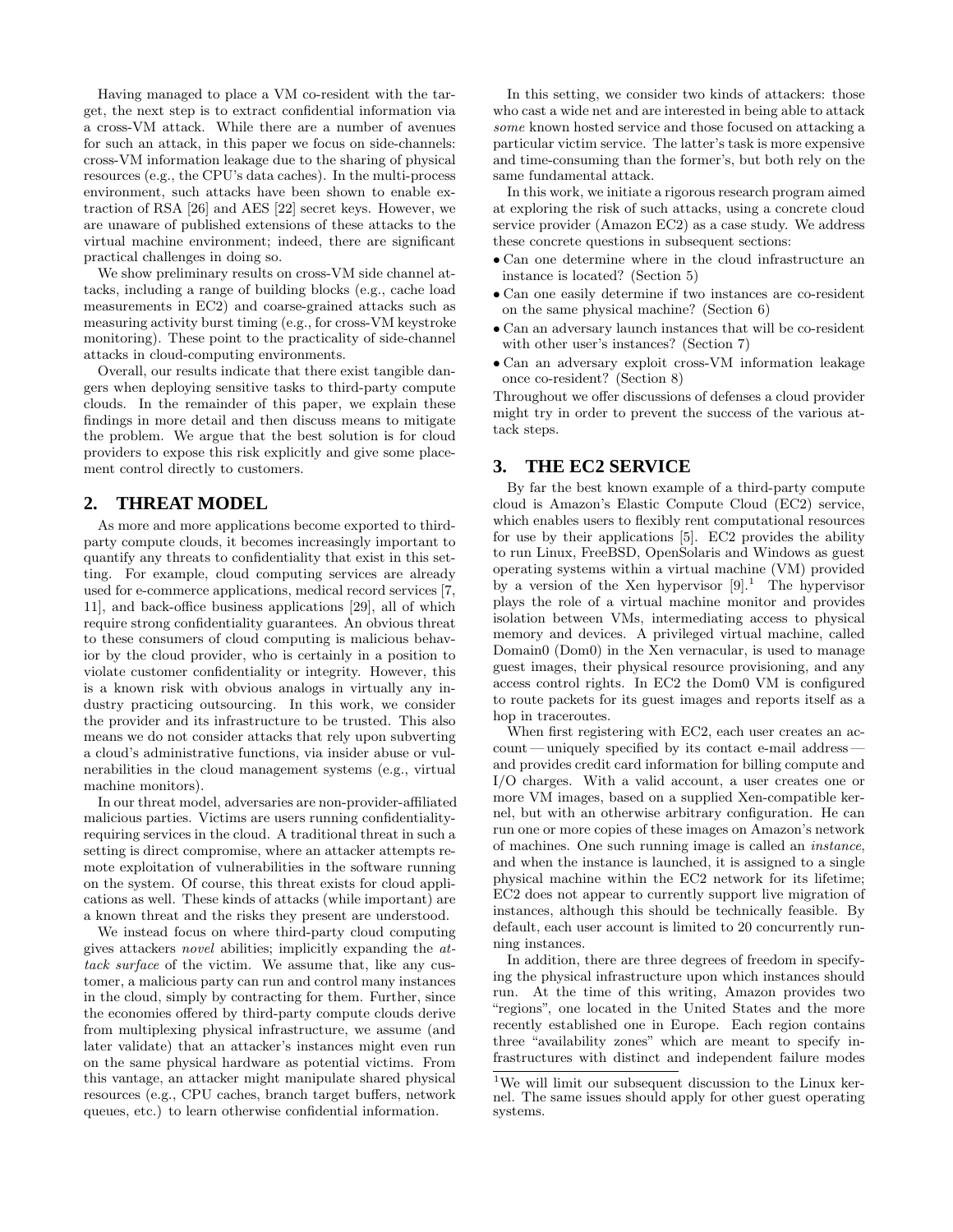Having managed to place a VM co-resident with the target, the next step is to extract confidential information via a cross-VM attack. While there are a number of avenues for such an attack, in this paper we focus on side-channels: cross-VM information leakage due to the sharing of physical resources (e.g., the CPU's data caches). In the multi-process environment, such attacks have been shown to enable extraction of RSA [26] and AES [22] secret keys. However, we are unaware of published extensions of these attacks to the virtual machine environment; indeed, there are significant practical challenges in doing so.

We show preliminary results on cross-VM side channel attacks, including a range of building blocks (e.g., cache load measurements in EC2) and coarse-grained attacks such as measuring activity burst timing (e.g., for cross-VM keystroke monitoring). These point to the practicality of side-channel attacks in cloud-computing environments.

Overall, our results indicate that there exist tangible dangers when deploying sensitive tasks to third-party compute clouds. In the remainder of this paper, we explain these findings in more detail and then discuss means to mitigate the problem. We argue that the best solution is for cloud providers to expose this risk explicitly and give some placement control directly to customers.

## 2. THREAT MODEL

As more and more applications become exported to third-party compute clouds, it becomes increasingly important to quantify any threats to confidentiality that exist in this setting. For example, cloud computing services are already used for e-commerce applications, medical record services [7, 11], and back-office business applications [29], all of which require strong confidentiality guarantees. An obvious threat to these consumers of cloud computing is malicious behavior by the cloud provider, who is certainly in a position to violate customer confidentiality or integrity. However, this is a known risk with obvious analogs in virtually any industry practicing outsourcing. In this work, we consider the provider and its infrastructure to be trusted. This also means we do not consider attacks that rely upon subverting a cloud's administrative functions, via insider abuse or vulnerabilities in the cloud management systems (e.g., virtual machine monitors).

In our threat model, adversaries are non-provider-affiliated malicious parties. Victims are users running confidentiality-requiring services in the cloud. A traditional threat in such a setting is direct compromise, where an attacker attempts remote exploitation of vulnerabilities in the software running on the system. Of course, this threat exists for cloud applications as well. These kinds of attacks (while important) are a known threat and the risks they present are understood.

We instead focus on where third-party cloud computing gives attackers *novel* abilities; implicitly expanding the *attack surface* of the victim. We assume that, like any customer, a malicious party can run and control many instances in the cloud, simply by contracting for them. Further, since the economies offered by third-party compute clouds derive from multiplexing physical infrastructure, we assume (and later validate) that an attacker's instances might even run on the same physical hardware as potential victims. From this vantage, an attacker might manipulate shared physical resources (e.g., CPU caches, branch target buffers, network queues, etc.) to learn otherwise confidential information.

In this setting, we consider two kinds of attackers: those who cast a wide net and are interested in being able to attack *some* known hosted service and those focused on attacking a particular victim service. The latter's task is more expensive and time-consuming than the former's, but both rely on the same fundamental attack.

In this work, we initiate a rigorous research program aimed at exploring the risk of such attacks, using a concrete cloud service provider (Amazon EC2) as a case study. We address these concrete questions in subsequent sections:

- Can one determine where in the cloud infrastructure an instance is located? (Section 5)
- Can one easily determine if two instances are co-resident on the same physical machine? (Section 6)
- Can an adversary launch instances that will be co-resident with other user's instances? (Section 7)
- Can an adversary exploit cross-VM information leakage once co-resident? (Section 8)

Throughout we offer discussions of defenses a cloud provider might try in order to prevent the success of the various attack steps.

## 3. THE EC2 SERVICE

By far the best known example of a third-party compute cloud is Amazon's Elastic Compute Cloud (EC2) service, which enables users to flexibly rent computational resources for use by their applications [5]. EC2 provides the ability to run Linux, FreeBSD, OpenSolaris and Windows as guest operating systems within a virtual machine (VM) provided by a version of the Xen hypervisor [9].[1] The hypervisor plays the role of a virtual machine monitor and provides isolation between VMs, intermediating access to physical memory and devices. A privileged virtual machine, called Domain0 (Dom0) in the Xen vernacular, is used to manage guest images, their physical resource provisioning, and any access control rights. In EC2 the Dom0 VM is configured to route packets for its guest images and reports itself as a hop in traceroutes.

When first registering with EC2, each user creates an account — uniquely specified by its contact e-mail address — and provides credit card information for billing compute and I/O charges. With a valid account, a user creates one or more VM images, based on a supplied Xen-compatible kernel, but with an otherwise arbitrary configuration. He can run one or more copies of these images on Amazon's network of machines. One such running image is called an *instance*, and when the instance is launched, it is assigned to a single physical machine within the EC2 network for its lifetime; EC2 does not appear to currently support live migration of instances, although this should be technically feasible. By default, each user account is limited to 20 concurrently running instances.

In addition, there are three degrees of freedom in specifying the physical infrastructure upon which instances should run. At the time of this writing, Amazon provides two "regions", one located in the United States and the more recently established one in Europe. Each region contains three "availability zones" which are meant to specify infrastructures with distinct and independent failure modes

[1] We will limit our subsequent discussion to the Linux kernel. The same issues should apply for other guest operating systems.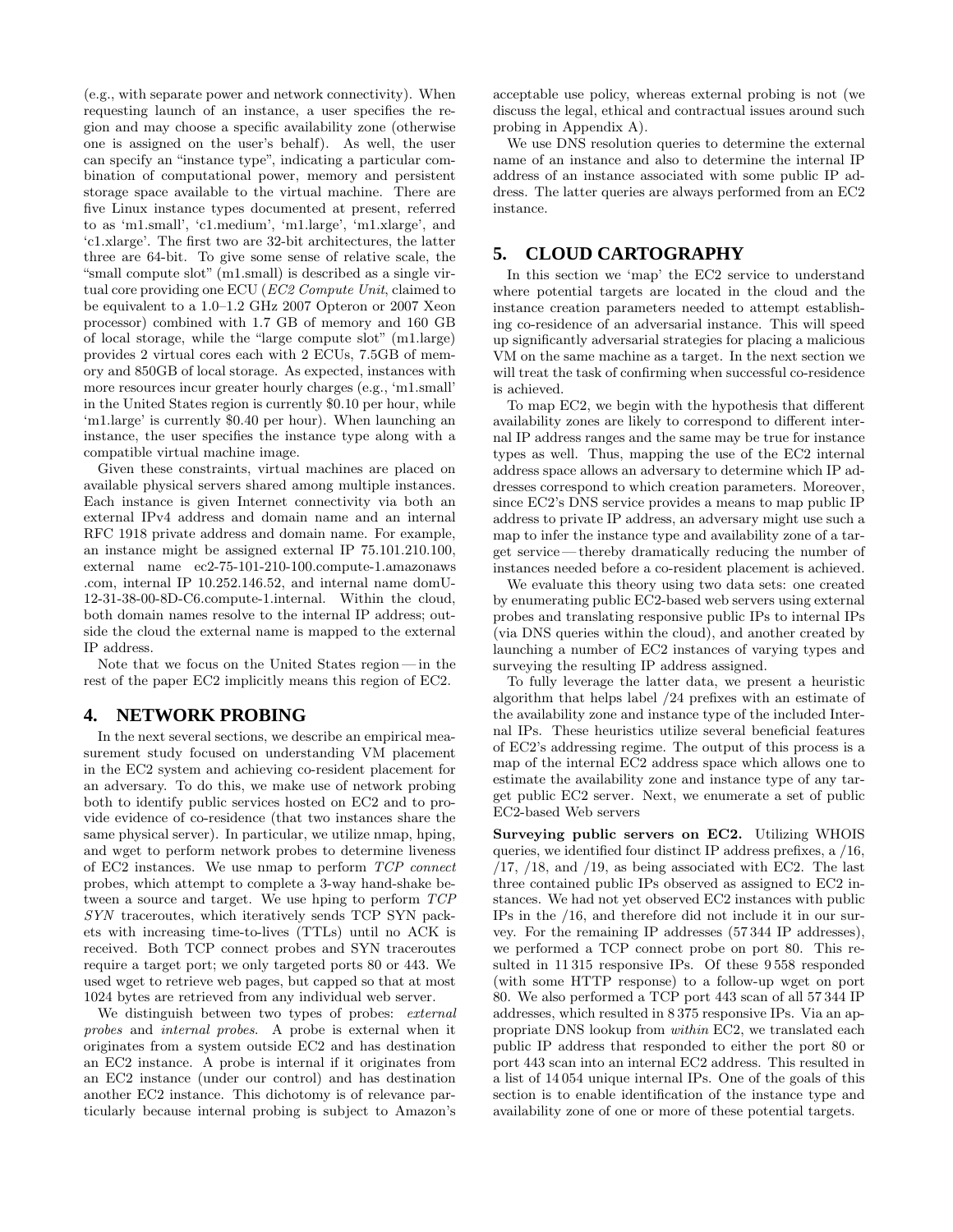(e.g., with separate power and network connectivity). When requesting launch of an instance, a user specifies the region and may choose a specific availability zone (otherwise one is assigned on the user's behalf). As well, the user can specify an "instance type", indicating a particular combination of computational power, memory and persistent storage space available to the virtual machine. There are five Linux instance types documented at present, referred to as 'm1.small', 'c1.medium', 'm1.large', 'm1.xlarge', and 'c1.xlarge'. The first two are 32-bit architectures, the latter three are 64-bit. To give some sense of relative scale, the "small compute slot" (m1.small) is described as a single virtual core providing one ECU (*EC2 Compute Unit*, claimed to be equivalent to a 1.0–1.2 GHz 2007 Opteron or 2007 Xeon processor) combined with 1.7 GB of memory and 160 GB of local storage, while the "large compute slot" (m1.large) provides 2 virtual cores each with 2 ECUs, 7.5GB of memory and 850GB of local storage. As expected, instances with more resources incur greater hourly charges (e.g., 'm1.small' in the United States region is currently \$0.10 per hour, while 'm1.large' is currently \$0.40 per hour). When launching an instance, the user specifies the instance type along with a compatible virtual machine image.

Given these constraints, virtual machines are placed on available physical servers shared among multiple instances. Each instance is given Internet connectivity via both an external IPv4 address and domain name and an internal RFC 1918 private address and domain name. For example, an instance might be assigned external IP 75.101.210.100, external name ec2-75-101-210-100.compute-1.amazonaws .com, internal IP 10.252.146.52, and internal name domU-12-31-38-00-8D-C6.compute-1.internal. Within the cloud, both domain names resolve to the internal IP address; outside the cloud the external name is mapped to the external IP address.

Note that we focus on the United States region — in the rest of the paper EC2 implicitly means this region of EC2.

## 4. NETWORK PROBING

In the next several sections, we describe an empirical measurement study focused on understanding VM placement in the EC2 system and achieving co-resident placement for an adversary. To do this, we make use of network probing both to identify public services hosted on EC2 and to provide evidence of co-residence (that two instances share the same physical server). In particular, we utilize nmap, hping, and wget to perform network probes to determine liveness of EC2 instances. We use nmap to perform *TCP connect* probes, which attempt to complete a 3-way hand-shake between a source and target. We use hping to perform *TCP SYN* traceroutes, which iteratively sends TCP SYN packets with increasing time-to-lives (TTLs) until no ACK is received. Both TCP connect probes and SYN traceroutes require a target port; we only targeted ports 80 or 443. We used wget to retrieve web pages, but capped so that at most 1024 bytes are retrieved from any individual web server.

We distinguish between two types of probes: *external probes* and *internal probes*. A probe is external when it originates from a system outside EC2 and has destination an EC2 instance. A probe is internal if it originates from an EC2 instance (under our control) and has destination another EC2 instance. This dichotomy is of relevance particularly because internal probing is subject to Amazon's acceptable use policy, whereas external probing is not (we discuss the legal, ethical and contractual issues around such probing in Appendix A).

We use DNS resolution queries to determine the external name of an instance and also to determine the internal IP address of an instance associated with some public IP address. The latter queries are always performed from an EC2 instance.

## 5. CLOUD CARTOGRAPHY

In this section we 'map' the EC2 service to understand where potential targets are located in the cloud and the instance creation parameters needed to attempt establishing co-residence of an adversarial instance. This will speed up significantly adversarial strategies for placing a malicious VM on the same machine as a target. In the next section we will treat the task of confirming when successful co-residence is achieved.

To map EC2, we begin with the hypothesis that different availability zones are likely to correspond to different internal IP address ranges and the same may be true for instance types as well. Thus, mapping the use of the EC2 internal address space allows an adversary to determine which IP addresses correspond to which creation parameters. Moreover, since EC2's DNS service provides a means to map public IP address to private IP address, an adversary might use such a map to infer the instance type and availability zone of a target service — thereby dramatically reducing the number of instances needed before a co-resident placement is achieved.

We evaluate this theory using two data sets: one created by enumerating public EC2-based web servers using external probes and translating responsive public IPs to internal IPs (via DNS queries within the cloud), and another created by launching a number of EC2 instances of varying types and surveying the resulting IP address assigned.

To fully leverage the latter data, we present a heuristic algorithm that helps label /24 prefixes with an estimate of the availability zone and instance type of the included Internal IPs. These heuristics utilize several beneficial features of EC2's addressing regime. The output of this process is a map of the internal EC2 address space which allows one to estimate the availability zone and instance type of any target public EC2 server. Next, we enumerate a set of public EC2-based Web servers

**Surveying public servers on EC2.** Utilizing WHOIS queries, we identified four distinct IP address prefixes, a /16, /17, /18, and /19, as being associated with EC2. The last three contained public IPs observed as assigned to EC2 instances. We had not yet observed EC2 instances with public IPs in the /16, and therefore did not include it in our survey. For the remaining IP addresses (57 344 IP addresses), we performed a TCP connect probe on port 80. This resulted in 11 315 responsive IPs. Of these 9 558 responded (with some HTTP response) to a follow-up wget on port 80. We also performed a TCP port 443 scan of all 57 344 IP addresses, which resulted in 8 375 responsive IPs. Via an appropriate DNS lookup from *within* EC2, we translated each public IP address that responded to either the port 80 or port 443 scan into an internal EC2 address. This resulted in a list of 14 054 unique internal IPs. One of the goals of this section is to enable identification of the instance type and availability zone of one or more of these potential targets.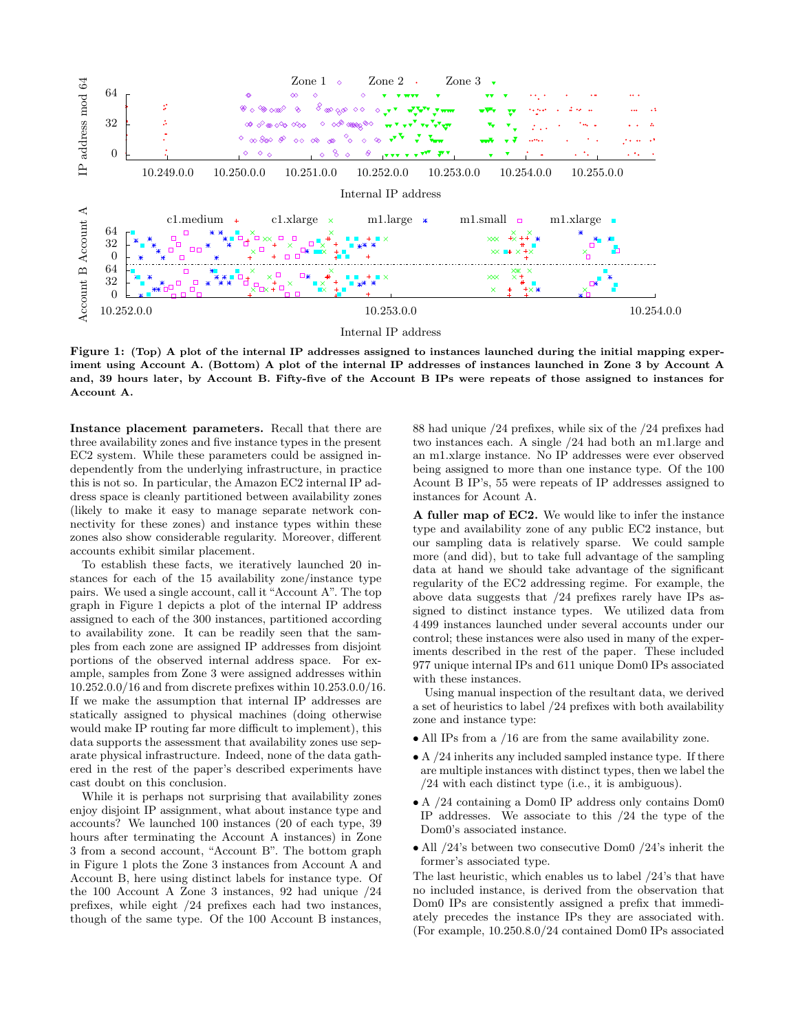**Figure 1: (Top) A plot of the internal IP addresses assigned to instances launched during the initial mapping experiment using Account A. (Bottom) A plot of the internal IP addresses of instances launched in Zone 3 by Account A and, 39 hours later, by Account B. Fifty-five of the Account B IPs were repeats of those assigned to instances for Account A.**

**Instance placement parameters.** Recall that there are three availability zones and five instance types in the present EC2 system. While these parameters could be assigned independently from the underlying infrastructure, in practice this is not so. In particular, the Amazon EC2 internal IP address space is cleanly partitioned between availability zones (likely to make it easy to manage separate network connectivity for these zones) and instance types within these zones also show considerable regularity. Moreover, different accounts exhibit similar placement.

To establish these facts, we iteratively launched 20 instances for each of the 15 availability zone/instance type pairs. We used a single account, call it "Account A". The top graph in Figure 1 depicts a plot of the internal IP address assigned to each of the 300 instances, partitioned according to availability zone. It can be readily seen that the samples from each zone are assigned IP addresses from disjoint portions of the observed internal address space. For example, samples from Zone 3 were assigned addresses within 10.252.0.0/16 and from discrete prefixes within 10.253.0.0/16. If we make the assumption that internal IP addresses are statically assigned to physical machines (doing otherwise would make IP routing far more difficult to implement), this data supports the assessment that availability zones use separate physical infrastructure. Indeed, none of the data gathered in the rest of the paper's described experiments have cast doubt on this conclusion.

While it is perhaps not surprising that availability zones enjoy disjoint IP assignment, what about instance type and accounts? We launched 100 instances (20 of each type, 39 hours after terminating the Account A instances) in Zone 3 from a second account, "Account B". The bottom graph in Figure 1 plots the Zone 3 instances from Account A and Account B, here using distinct labels for instance type. Of the 100 Account A Zone 3 instances, 92 had unique /24 prefixes, while eight /24 prefixes each had two instances, though of the same type. Of the 100 Account B instances, 88 had unique /24 prefixes, while six of the /24 prefixes had two instances each. A single /24 had both an m1.large and an m1.xlarge instance. No IP addresses were ever observed being assigned to more than one instance type. Of the 100 Acount B IP's, 55 were repeats of IP addresses assigned to instances for Acount A.

**A fuller map of EC2.** We would like to infer the instance type and availability zone of any public EC2 instance, but our sampling data is relatively sparse. We could sample more (and did), but to take full advantage of the sampling data at hand we should take advantage of the significant regularity of the EC2 addressing regime. For example, the above data suggests that /24 prefixes rarely have IPs assigned to distinct instance types. We utilized data from 4 499 instances launched under several accounts under our control; these instances were also used in many of the experiments described in the rest of the paper. These included 977 unique internal IPs and 611 unique Dom0 IPs associated with these instances.

Using manual inspection of the resultant data, we derived a set of heuristics to label /24 prefixes with both availability zone and instance type:

- All IPs from a /16 are from the same availability zone.
- A /24 inherits any included sampled instance type. If there are multiple instances with distinct types, then we label the /24 with each distinct type (i.e., it is ambiguous).
- A /24 containing a Dom0 IP address only contains Dom0 IP addresses. We associate to this /24 the type of the Dom0's associated instance.
- All /24's between two consecutive Dom0 /24's inherit the former's associated type.

The last heuristic, which enables us to label /24's that have no included instance, is derived from the observation that Dom0 IPs are consistently assigned a prefix that immediately precedes the instance IPs they are associated with. (For example, 10.250.8.0/24 contained Dom0 IPs associated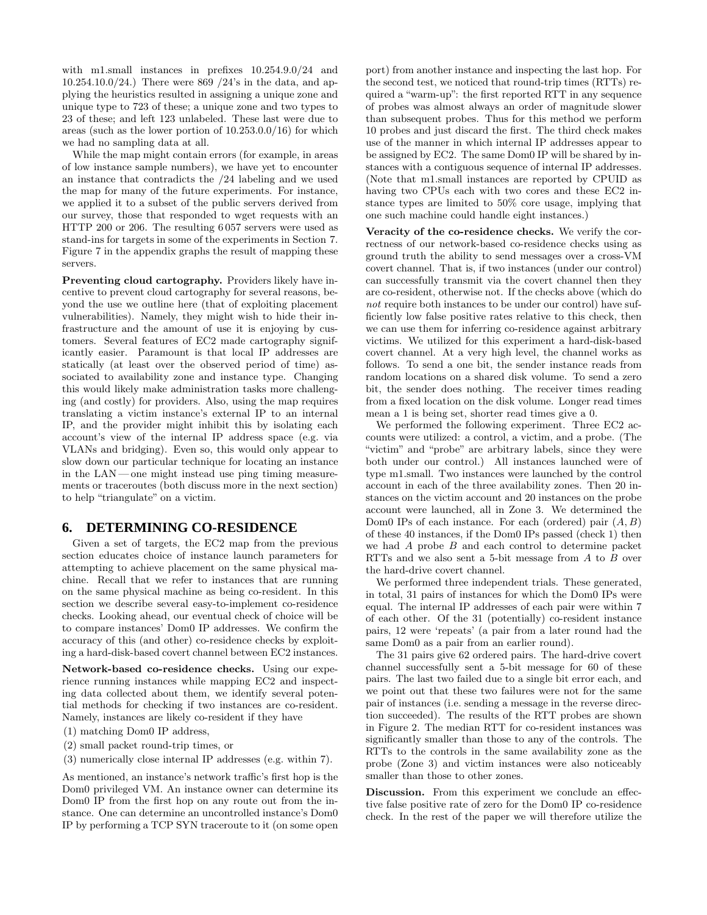with m1.small instances in prefixes 10.254.9.0/24 and 10.254.10.0/24.) There were 869 /24's in the data, and applying the heuristics resulted in assigning a unique zone and unique type to 723 of these; a unique zone and two types to 23 of these; and left 123 unlabeled. These last were due to areas (such as the lower portion of 10.253.0.0/16) for which we had no sampling data at all.

While the map might contain errors (for example, in areas of low instance sample numbers), we have yet to encounter an instance that contradicts the /24 labeling and we used the map for many of the future experiments. For instance, we applied it to a subset of the public servers derived from our survey, those that responded to wget requests with an HTTP 200 or 206. The resulting 6 057 servers were used as stand-ins for targets in some of the experiments in Section 7. Figure 7 in the appendix graphs the result of mapping these servers.

**Preventing cloud cartography.** Providers likely have incentive to prevent cloud cartography for several reasons, beyond the use we outline here (that of exploiting placement vulnerabilities). Namely, they might wish to hide their infrastructure and the amount of use it is enjoying by customers. Several features of EC2 made cartography significantly easier. Paramount is that local IP addresses are statically (at least over the observed period of time) associated to availability zone and instance type. Changing this would likely make administration tasks more challenging (and costly) for providers. Also, using the map requires translating a victim instance's external IP to an internal IP, and the provider might inhibit this by isolating each account's view of the internal IP address space (e.g. via VLANs and bridging). Even so, this would only appear to slow down our particular technique for locating an instance in the LAN — one might instead use ping timing measurements or traceroutes (both discuss more in the next section) to help "triangulate" on a victim.

## 6. DETERMINING CO-RESIDENCE

Given a set of targets, the EC2 map from the previous section educates choice of instance launch parameters for attempting to achieve placement on the same physical machine. Recall that we refer to instances that are running on the same physical machine as being co-resident. In this section we describe several easy-to-implement co-residence checks. Looking ahead, our eventual check of choice will be to compare instances' Dom0 IP addresses. We confirm the accuracy of this (and other) co-residence checks by exploiting a hard-disk-based covert channel between EC2 instances.

**Network-based co-residence checks.** Using our experience running instances while mapping EC2 and inspecting data collected about them, we identify several potential methods for checking if two instances are co-resident. Namely, instances are likely co-resident if they have

(1) matching Dom0 IP address,

(2) small packet round-trip times, or

(3) numerically close internal IP addresses (e.g. within 7).

As mentioned, an instance's network traffic's first hop is the Dom0 privileged VM. An instance owner can determine its Dom0 IP from the first hop on any route out from the instance. One can determine an uncontrolled instance's Dom0 IP by performing a TCP SYN traceroute to it (on some open port) from another instance and inspecting the last hop. For the second test, we noticed that round-trip times (RTTs) required a "warm-up": the first reported RTT in any sequence of probes was almost always an order of magnitude slower than subsequent probes. Thus for this method we perform 10 probes and just discard the first. The third check makes use of the manner in which internal IP addresses appear to be assigned by EC2. The same Dom0 IP will be shared by instances with a contiguous sequence of internal IP addresses. (Note that m1.small instances are reported by CPUID as having two CPUs each with two cores and these EC2 instance types are limited to 50% core usage, implying that one such machine could handle eight instances.)

**Veracity of the co-residence checks.** We verify the correctness of our network-based co-residence checks using as ground truth the ability to send messages over a cross-VM covert channel. That is, if two instances (under our control) can successfully transmit via the covert channel then they are co-resident, otherwise not. If the checks above (which do *not* require both instances to be under our control) have sufficiently low false positive rates relative to this check, then we can use them for inferring co-residence against arbitrary victims. We utilized for this experiment a hard-disk-based covert channel. At a very high level, the channel works as follows. To send a one bit, the sender instance reads from random locations on a shared disk volume. To send a zero bit, the sender does nothing. The receiver times reading from a fixed location on the disk volume. Longer read times mean a 1 is being set, shorter read times give a 0.

We performed the following experiment. Three EC2 accounts were utilized: a control, a victim, and a probe. (The "victim" and "probe" are arbitrary labels, since they were both under our control.) All instances launched were of type m1.small. Two instances were launched by the control account in each of the three availability zones. Then 20 instances on the victim account and 20 instances on the probe account were launched, all in Zone 3. We determined the Dom0 IPs of each instance. For each (ordered) pair $(A, B)$ of these 40 instances, if the Dom0 IPs passed (check 1) then we had $A$ probe $B$ and each control to determine packet RTTs and we also sent a 5-bit message from $A$ to $B$ over the hard-drive covert channel.

We performed three independent trials. These generated, in total, 31 pairs of instances for which the Dom0 IPs were equal. The internal IP addresses of each pair were within 7 of each other. Of the 31 (potentially) co-resident instance pairs, 12 were 'repeats' (a pair from a later round had the same Dom0 as a pair from an earlier round).

The 31 pairs give 62 ordered pairs. The hard-drive covert channel successfully sent a 5-bit message for 60 of these pairs. The last two failed due to a single bit error each, and we point out that these two failures were not for the same pair of instances (i.e. sending a message in the reverse direction succeeded). The results of the RTT probes are shown in Figure 2. The median RTT for co-resident instances was significantly smaller than those to any of the controls. The RTTs to the controls in the same availability zone as the probe (Zone 3) and victim instances were also noticeably smaller than those to other zones.

**Discussion.** From this experiment we conclude an effective false positive rate of zero for the Dom0 IP co-residence check. In the rest of the paper we will therefore utilize the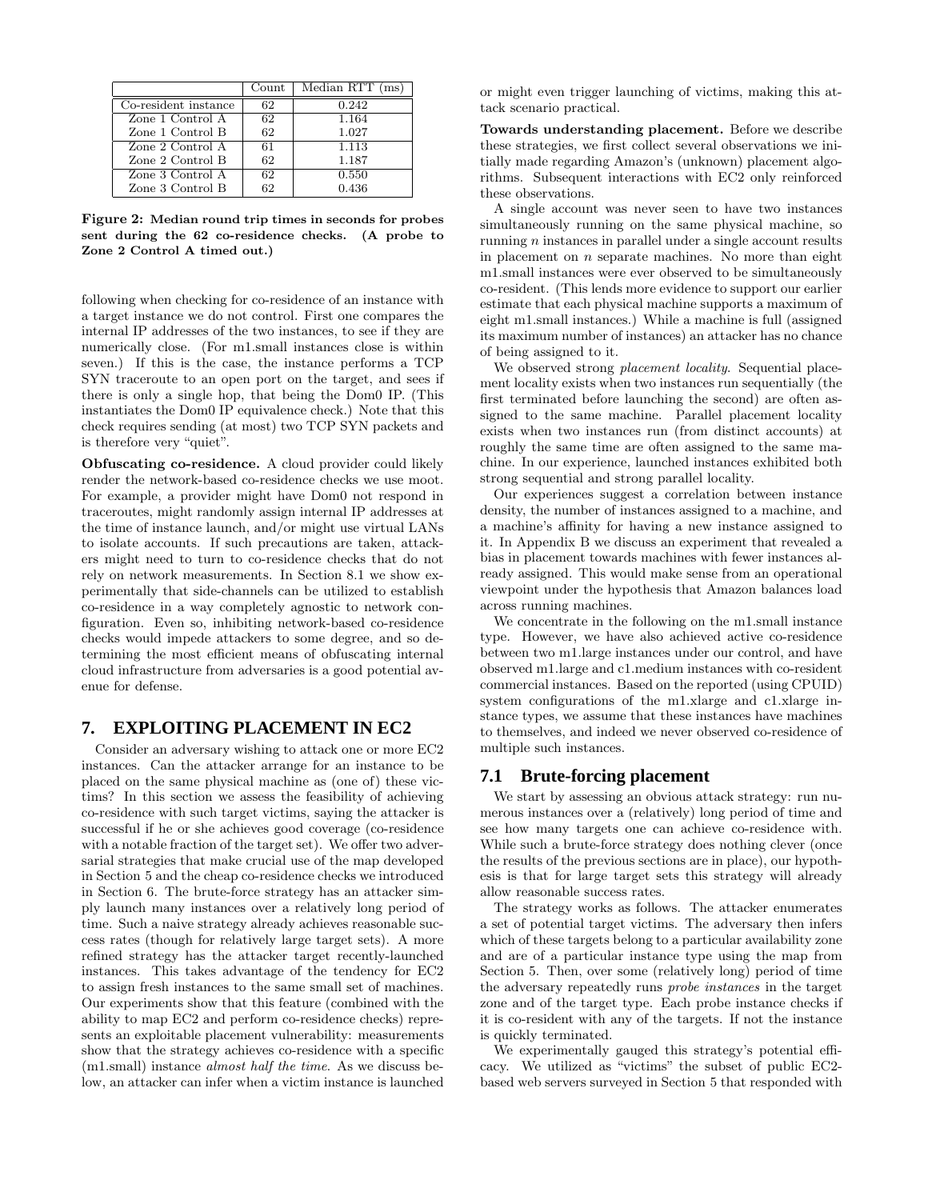|  | Count | Median RTT (ms) |
|---|---|---|
| Co-resident instance | 62 | 0.242 |
| Zone 1 Control A | 62 | 1.164 |
| Zone 1 Control B | 62 | 1.027 |
| Zone 2 Control A | 61 | 1.113 |
| Zone 2 Control B | 62 | 1.187 |
| Zone 3 Control A | 62 | 0.550 |
| Zone 3 Control B | 62 | 0.436 |

**Figure 2: Median round trip times in seconds for probes sent during the 62 co-residence checks. (A probe to Zone 2 Control A timed out.)**

following when checking for co-residence of an instance with a target instance we do not control. First one compares the internal IP addresses of the two instances, to see if they are numerically close. (For m1.small instances close is within seven.) If this is the case, the instance performs a TCP SYN traceroute to an open port on the target, and sees if there is only a single hop, that being the Dom0 IP. (This instantiates the Dom0 IP equivalence check.) Note that this check requires sending (at most) two TCP SYN packets and is therefore very "quiet".

**Obfuscating co-residence.** A cloud provider could likely render the network-based co-residence checks we use moot. For example, a provider might have Dom0 not respond in traceroutes, might randomly assign internal IP addresses at the time of instance launch, and/or might use virtual LANs to isolate accounts. If such precautions are taken, attackers might need to turn to co-residence checks that do not rely on network measurements. In Section 8.1 we show experimentally that side-channels can be utilized to establish co-residence in a way completely agnostic to network configuration. Even so, inhibiting network-based co-residence checks would impede attackers to some degree, and so determining the most efficient means of obfuscating internal cloud infrastructure from adversaries is a good potential avenue for defense.

## 7. EXPLOITING PLACEMENT IN EC2

Consider an adversary wishing to attack one or more EC2 instances. Can the attacker arrange for an instance to be placed on the same physical machine as (one of) these victims? In this section we assess the feasibility of achieving co-residence with such target victims, saying the attacker is successful if he or she achieves good coverage (co-residence with a notable fraction of the target set). We offer two adversarial strategies that make crucial use of the map developed in Section 5 and the cheap co-residence checks we introduced in Section 6. The brute-force strategy has an attacker simply launch many instances over a relatively long period of time. Such a naive strategy already achieves reasonable success rates (though for relatively large target sets). A more refined strategy has the attacker target recently-launched instances. This takes advantage of the tendency for EC2 to assign fresh instances to the same small set of machines. Our experiments show that this feature (combined with the ability to map EC2 and perform co-residence checks) represents an exploitable placement vulnerability: measurements show that the strategy achieves co-residence with a specific (m1.small) instance *almost half the time*. As we discuss below, an attacker can infer when a victim instance is launched or might even trigger launching of victims, making this attack scenario practical.

**Towards understanding placement.** Before we describe these strategies, we first collect several observations we initially made regarding Amazon's (unknown) placement algorithms. Subsequent interactions with EC2 only reinforced these observations.

A single account was never seen to have two instances simultaneously running on the same physical machine, so running $n$ instances in parallel under a single account results in placement on $n$ separate machines. No more than eight m1.small instances were ever observed to be simultaneously co-resident. (This lends more evidence to support our earlier estimate that each physical machine supports a maximum of eight m1.small instances.) While a machine is full (assigned its maximum number of instances) an attacker has no chance of being assigned to it.

We observed strong *placement locality*. Sequential placement locality exists when two instances run sequentially (the first terminated before launching the second) are often assigned to the same machine. Parallel placement locality exists when two instances run (from distinct accounts) at roughly the same time are often assigned to the same machine. In our experience, launched instances exhibited both strong sequential and strong parallel locality.

Our experiences suggest a correlation between instance density, the number of instances assigned to a machine, and a machine's affinity for having a new instance assigned to it. In Appendix B we discuss an experiment that revealed a bias in placement towards machines with fewer instances already assigned. This would make sense from an operational viewpoint under the hypothesis that Amazon balances load across running machines.

We concentrate in the following on the m1.small instance type. However, we have also achieved active co-residence between two m1.large instances under our control, and have observed m1.large and c1.medium instances with co-resident commercial instances. Based on the reported (using CPUID) system configurations of the m1.xlarge and c1.xlarge instance types, we assume that these instances have machines to themselves, and indeed we never observed co-residence of multiple such instances.

### 7.1 Brute-forcing placement

We start by assessing an obvious attack strategy: run numerous instances over a (relatively) long period of time and see how many targets one can achieve co-residence with. While such a brute-force strategy does nothing clever (once the results of the previous sections are in place), our hypothesis is that for large target sets this strategy will already allow reasonable success rates.

The strategy works as follows. The attacker enumerates a set of potential target victims. The adversary then infers which of these targets belong to a particular availability zone and are of a particular instance type using the map from Section 5. Then, over some (relatively long) period of time the adversary repeatedly runs *probe instances* in the target zone and of the target type. Each probe instance checks if it is co-resident with any of the targets. If not the instance is quickly terminated.

We experimentally gauged this strategy's potential efficacy. We utilized as "victims" the subset of public EC2-based web servers surveyed in Section 5 that responded with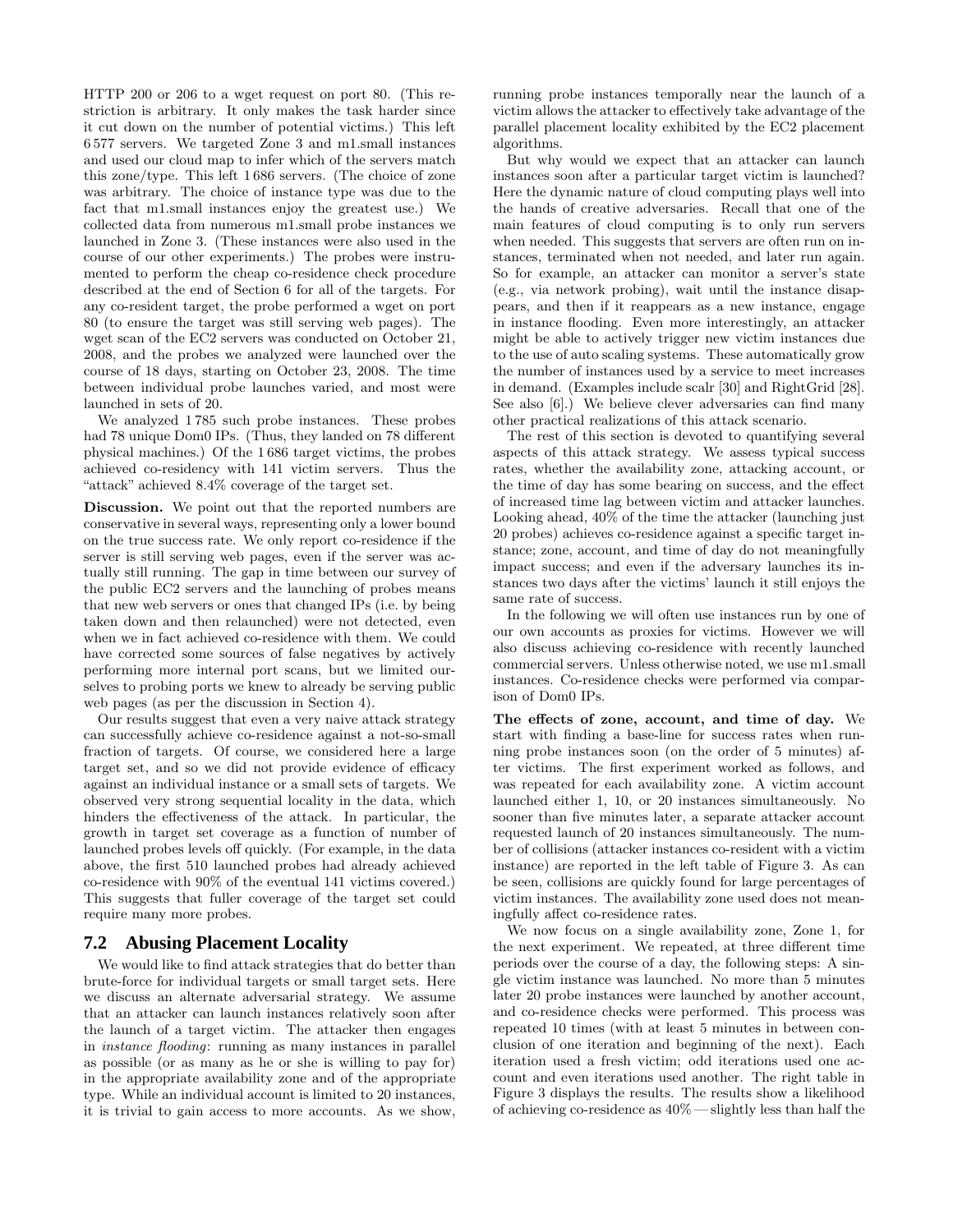HTTP 200 or 206 to a wget request on port 80. (This restriction is arbitrary. It only makes the task harder since it cut down on the number of potential victims.) This left 6 577 servers. We targeted Zone 3 and m1.small instances and used our cloud map to infer which of the servers match this zone/type. This left 1 686 servers. (The choice of zone was arbitrary. The choice of instance type was due to the fact that m1.small instances enjoy the greatest use.) We collected data from numerous m1.small probe instances we launched in Zone 3. (These instances were also used in the course of our other experiments.) The probes were instrumented to perform the cheap co-residence check procedure described at the end of Section 6 for all of the targets. For any co-resident target, the probe performed a wget on port 80 (to ensure the target was still serving web pages). The wget scan of the EC2 servers was conducted on October 21, 2008, and the probes we analyzed were launched over the course of 18 days, starting on October 23, 2008. The time between individual probe launches varied, and most were launched in sets of 20.

We analyzed 1 785 such probe instances. These probes had 78 unique Dom0 IPs. (Thus, they landed on 78 different physical machines.) Of the 1 686 target victims, the probes achieved co-residency with 141 victim servers. Thus the "attack" achieved 8.4% coverage of the target set.

**Discussion.** We point out that the reported numbers are conservative in several ways, representing only a lower bound on the true success rate. We only report co-residence if the server is still serving web pages, even if the server was actually still running. The gap in time between our survey of the public EC2 servers and the launching of probes means that new web servers or ones that changed IPs (i.e. by being taken down and then relaunched) were not detected, even when we in fact achieved co-residence with them. We could have corrected some sources of false negatives by actively performing more internal port scans, but we limited ourselves to probing ports we knew to already be serving public web pages (as per the discussion in Section 4).

Our results suggest that even a very naive attack strategy can successfully achieve co-residence against a not-so-small fraction of targets. Of course, we considered here a large target set, and so we did not provide evidence of efficacy against an individual instance or a small sets of targets. We observed very strong sequential locality in the data, which hinders the effectiveness of the attack. In particular, the growth in target set coverage as a function of number of launched probes levels off quickly. (For example, in the data above, the first 510 launched probes had already achieved co-residence with 90% of the eventual 141 victims covered.) This suggests that fuller coverage of the target set could require many more probes.

### 7.2 Abusing Placement Locality

We would like to find attack strategies that do better than brute-force for individual targets or small target sets. Here we discuss an alternate adversarial strategy. We assume that an attacker can launch instances relatively soon after the launch of a target victim. The attacker then engages in *instance flooding*: running as many instances in parallel as possible (or as many as he or she is willing to pay for) in the appropriate availability zone and of the appropriate type. While an individual account is limited to 20 instances, it is trivial to gain access to more accounts. As we show, running probe instances temporally near the launch of a victim allows the attacker to effectively take advantage of the parallel placement locality exhibited by the EC2 placement algorithms.

But why would we expect that an attacker can launch instances soon after a particular target victim is launched? Here the dynamic nature of cloud computing plays well into the hands of creative adversaries. Recall that one of the main features of cloud computing is to only run servers when needed. This suggests that servers are often run on instances, terminated when not needed, and later run again. So for example, an attacker can monitor a server's state (e.g., via network probing), wait until the instance disappears, and then if it reappears as a new instance, engage in instance flooding. Even more interestingly, an attacker might be able to actively trigger new victim instances due to the use of auto scaling systems. These automatically grow the number of instances used by a service to meet increases in demand. (Examples include scalr [30] and RightGrid [28]. See also [6].) We believe clever adversaries can find many other practical realizations of this attack scenario.

The rest of this section is devoted to quantifying several aspects of this attack strategy. We assess typical success rates, whether the availability zone, attacking account, or the time of day has some bearing on success, and the effect of increased time lag between victim and attacker launches. Looking ahead, 40% of the time the attacker (launching just 20 probes) achieves co-residence against a specific target instance; zone, account, and time of day do not meaningfully impact success; and even if the adversary launches its instances two days after the victims' launch it still enjoys the same rate of success.

In the following we will often use instances run by one of our own accounts as proxies for victims. However we will also discuss achieving co-residence with recently launched commercial servers. Unless otherwise noted, we use m1.small instances. Co-residence checks were performed via comparison of Dom0 IPs.

**The effects of zone, account, and time of day.** We start with finding a base-line for success rates when running probe instances soon (on the order of 5 minutes) after victims. The first experiment worked as follows, and was repeated for each availability zone. A victim account launched either 1, 10, or 20 instances simultaneously. No sooner than five minutes later, a separate attacker account requested launch of 20 instances simultaneously. The number of collisions (attacker instances co-resident with a victim instance) are reported in the left table of Figure 3. As can be seen, collisions are quickly found for large percentages of victim instances. The availability zone used does not meaningfully affect co-residence rates.

We now focus on a single availability zone, Zone 1, for the next experiment. We repeated, at three different time periods over the course of a day, the following steps: A single victim instance was launched. No more than 5 minutes later 20 probe instances were launched by another account, and co-residence checks were performed. This process was repeated 10 times (with at least 5 minutes in between conclusion of one iteration and beginning of the next). Each iteration used a fresh victim; odd iterations used one account and even iterations used another. The right table in Figure 3 displays the results. The results show a likelihood of achieving co-residence as 40% — slightly less than half the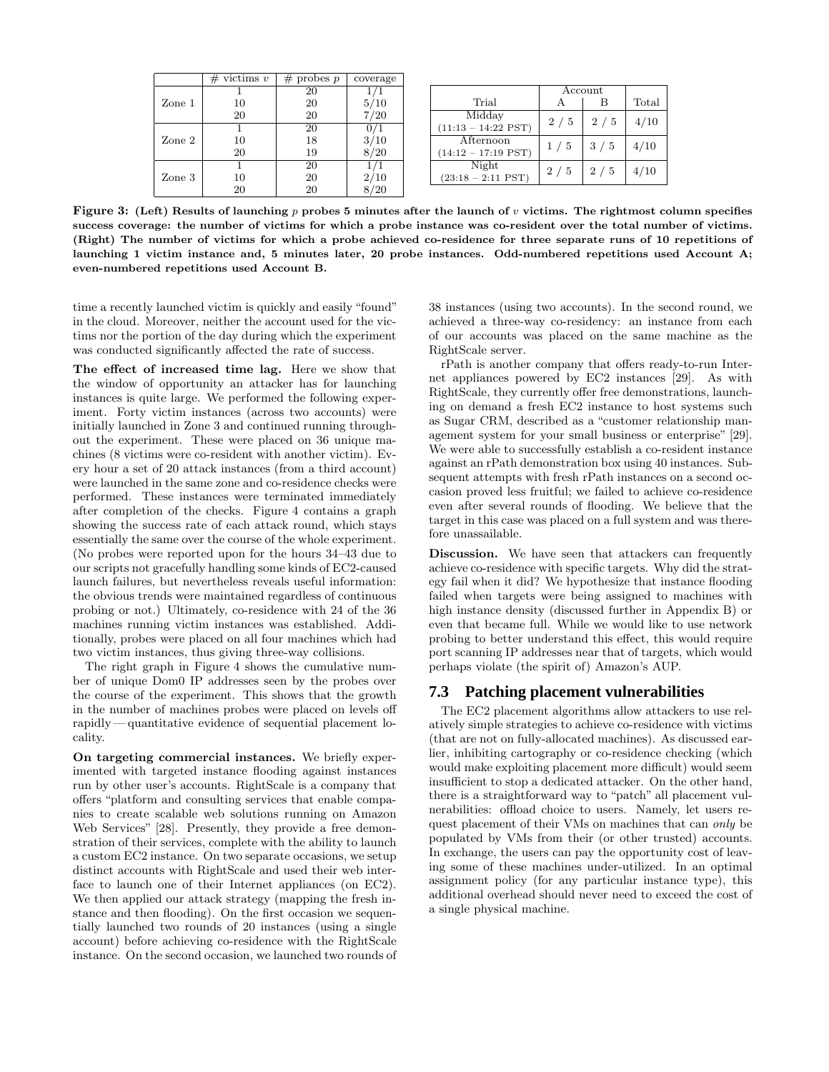| | # victims $v$ | # probes $p$ | coverage |
|---|---|---|---|
| Zone 1 | 1 | 20 | 1/1 |
| | 10 | 20 | 5/10 |
| | 20 | 20 | 7/20 |
| Zone 2 | 1 | 20 | 0/1 |
| | 10 | 18 | 3/10 |
| | 20 | 19 | 8/20 |
| Zone 3 | 1 | 20 | 1/1 |
| | 10 | 20 | 2/10 |
| | 20 | 20 | 8/20 |

| Trial | Account | | Total |
|---|---|---|---|
| | A | B | |
| Midday (11:13 – 14:22 PST) | 2 / 5 | 2 / 5 | 4/10 |
| Afternoon (14:12 – 17:19 PST) | 1 / 5 | 3 / 5 | 4/10 |
| Night (23:18 – 2:11 PST) | 2 / 5 | 2 / 5 | 4/10 |

**Figure 3: (Left) Results of launching $p$ probes 5 minutes after the launch of $v$ victims. The rightmost column specifies success coverage: the number of victims for which a probe instance was co-resident over the total number of victims. (Right) The number of victims for which a probe achieved co-residence for three separate runs of 10 repetitions of launching 1 victim instance and, 5 minutes later, 20 probe instances. Odd-numbered repetitions used Account A; even-numbered repetitions used Account B.**

time a recently launched victim is quickly and easily "found" in the cloud. Moreover, neither the account used for the victims nor the portion of the day during which the experiment was conducted significantly affected the rate of success.

**The effect of increased time lag.** Here we show that the window of opportunity an attacker has for launching instances is quite large. We performed the following experiment. Forty victim instances (across two accounts) were initially launched in Zone 3 and continued running throughout the experiment. These were placed on 36 unique machines (8 victims were co-resident with another victim). Every hour a set of 20 attack instances (from a third account) were launched in the same zone and co-residence checks were performed. These instances were terminated immediately after completion of the checks. Figure 4 contains a graph showing the success rate of each attack round, which stays essentially the same over the course of the whole experiment. (No probes were reported upon for the hours 34–43 due to our scripts not gracefully handling some kinds of EC2-caused launch failures, but nevertheless reveals useful information: the obvious trends were maintained regardless of continuous probing or not.) Ultimately, co-residence with 24 of the 36 machines running victim instances was established. Additionally, probes were placed on all four machines which had two victim instances, thus giving three-way collisions.

The right graph in Figure 4 shows the cumulative number of unique Dom0 IP addresses seen by the probes over the course of the experiment. This shows that the growth in the number of machines probes were placed on levels off rapidly — quantitative evidence of sequential placement locality.

**On targeting commercial instances.** We briefly experimented with targeted instance flooding against instances run by other user's accounts. RightScale is a company that offers "platform and consulting services that enable companies to create scalable web solutions running on Amazon Web Services" [28]. Presently, they provide a free demonstration of their services, complete with the ability to launch a custom EC2 instance. On two separate occasions, we setup distinct accounts with RightScale and used their web interface to launch one of their Internet appliances (on EC2). We then applied our attack strategy (mapping the fresh instance and then flooding). On the first occasion we sequentially launched two rounds of 20 instances (using a single account) before achieving co-residence with the RightScale instance. On the second occasion, we launched two rounds of 38 instances (using two accounts). In the second round, we achieved a three-way co-residency: an instance from each of our accounts was placed on the same machine as the RightScale server.

rPath is another company that offers ready-to-run Internet appliances powered by EC2 instances [29]. As with RightScale, they currently offer free demonstrations, launching on demand a fresh EC2 instance to host systems such as Sugar CRM, described as a "customer relationship management system for your small business or enterprise" [29]. We were able to successfully establish a co-resident instance against an rPath demonstration box using 40 instances. Subsequent attempts with fresh rPath instances on a second occasion proved less fruitful; we failed to achieve co-residence even after several rounds of flooding. We believe that the target in this case was placed on a full system and was therefore unassailable.

**Discussion.** We have seen that attackers can frequently achieve co-residence with specific targets. Why did the strategy fail when it did? We hypothesize that instance flooding failed when targets were being assigned to machines with high instance density (discussed further in Appendix B) or even that became full. While we would like to use network probing to better understand this effect, this would require port scanning IP addresses near that of targets, which would perhaps violate (the spirit of) Amazon's AUP.

## 7.3 Patching placement vulnerabilities

The EC2 placement algorithms allow attackers to use relatively simple strategies to achieve co-residence with victims (that are not on fully-allocated machines). As discussed earlier, inhibiting cartography or co-residence checking (which would make exploiting placement more difficult) would seem insufficient to stop a dedicated attacker. On the other hand, there is a straightforward way to "patch" all placement vulnerabilities: offload choice to users. Namely, let users request placement of their VMs on machines that can *only* be populated by VMs from their (or other trusted) accounts. In exchange, the users can pay the opportunity cost of leaving some of these machines under-utilized. In an optimal assignment policy (for any particular instance type), this additional overhead should never need to exceed the cost of a single physical machine.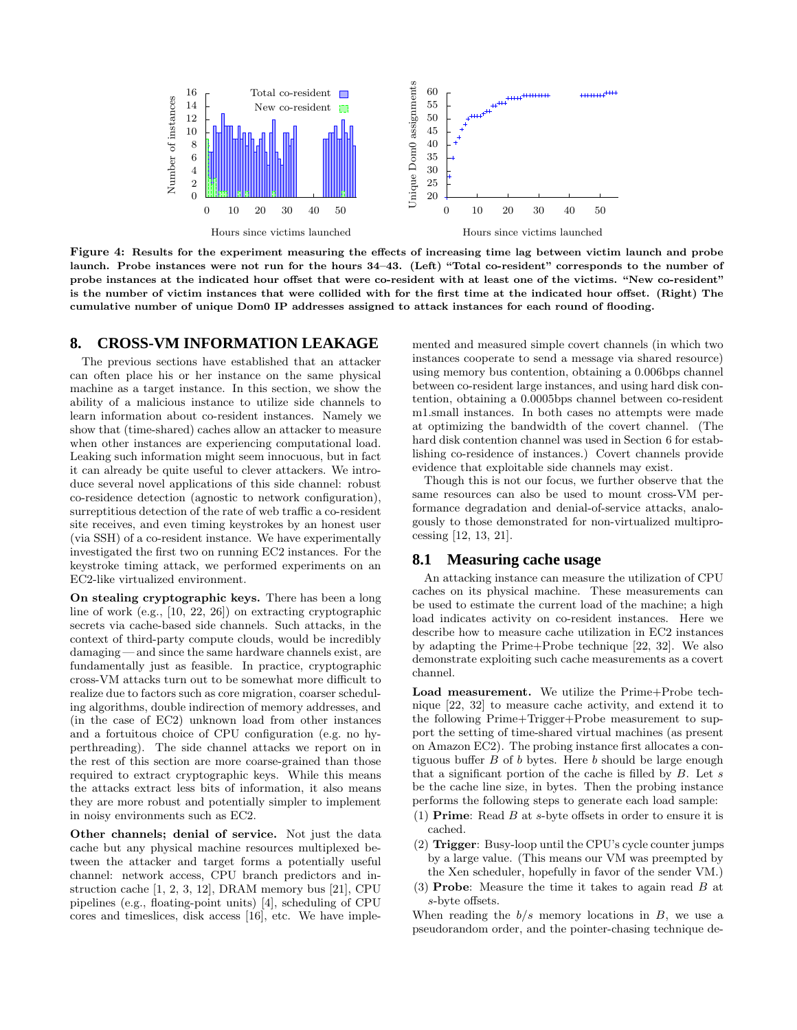Figure 4: Results for the experiment measuring the effects of increasing time lag between victim launch and probe launch. Probe instances were not run for the hours 34–43. (Left) "Total co-resident" corresponds to the number of probe instances at the indicated hour offset that were co-resident with at least one of the victims. "New co-resident" is the number of victim instances that were collided with for the first time at the indicated hour offset. (Right) The cumulative number of unique Dom0 IP addresses assigned to attack instances for each round of flooding.

## 8. CROSS-VM INFORMATION LEAKAGE

The previous sections have established that an attacker can often place his or her instance on the same physical machine as a target instance. In this section, we show the ability of a malicious instance to utilize side channels to learn information about co-resident instances. Namely we show that (time-shared) caches allow an attacker to measure when other instances are experiencing computational load. Leaking such information might seem innocuous, but in fact it can already be quite useful to clever attackers. We introduce several novel applications of this side channel: robust co-residence detection (agnostic to network configuration), surreptitious detection of the rate of web traffic a co-resident site receives, and even timing keystrokes by an honest user (via SSH) of a co-resident instance. We have experimentally investigated the first two on running EC2 instances. For the keystroke timing attack, we performed experiments on an EC2-like virtualized environment.

**On stealing cryptographic keys.** There has been a long line of work (e.g., [10, 22, 26]) on extracting cryptographic secrets via cache-based side channels. Such attacks, in the context of third-party compute clouds, would be incredibly damaging — and since the same hardware channels exist, are fundamentally just as feasible. In practice, cryptographic cross-VM attacks turn out to be somewhat more difficult to realize due to factors such as core migration, coarser scheduling algorithms, double indirection of memory addresses, and (in the case of EC2) unknown load from other instances and a fortuitous choice of CPU configuration (e.g. no hyperthreading). The side channel attacks we report on in the rest of this section are more coarse-grained than those required to extract cryptographic keys. While this means the attacks extract less bits of information, it also means they are more robust and potentially simpler to implement in noisy environments such as EC2.

**Other channels; denial of service.** Not just the data cache but any physical machine resources multiplexed between the attacker and target forms a potentially useful channel: network access, CPU branch predictors and instruction cache [1, 2, 3, 12], DRAM memory bus [21], CPU pipelines (e.g., floating-point units) [4], scheduling of CPU cores and timeslices, disk access [16], etc. We have implemented and measured simple covert channels (in which two instances cooperate to send a message via shared resource) using memory bus contention, obtaining a 0.006bps channel between co-resident large instances, and using hard disk contention, obtaining a 0.0005bps channel between co-resident m1.small instances. In both cases no attempts were made at optimizing the bandwidth of the covert channel. (The hard disk contention channel was used in Section 6 for establishing co-residence of instances.) Covert channels provide evidence that exploitable side channels may exist.

Though this is not our focus, we further observe that the same resources can also be used to mount cross-VM performance degradation and denial-of-service attacks, analogously to those demonstrated for non-virtualized multiprocessing [12, 13, 21].

### 8.1 Measuring cache usage

An attacking instance can measure the utilization of CPU caches on its physical machine. These measurements can be used to estimate the current load of the machine; a high load indicates activity on co-resident instances. Here we describe how to measure cache utilization in EC2 instances by adapting the Prime+Probe technique [22, 32]. We also demonstrate exploiting such cache measurements as a covert channel.

**Load measurement.** We utilize the Prime+Probe technique [22, 32] to measure cache activity, and extend it to the following Prime+Trigger+Probe measurement to support the setting of time-shared virtual machines (as present on Amazon EC2). The probing instance first allocates a contiguous buffer $B$ of $b$ bytes. Here $b$ should be large enough that a significant portion of the cache is filled by $B$. Let $s$ be the cache line size, in bytes. Then the probing instance performs the following steps to generate each load sample:

(1) **Prime**: Read $B$ at $s$-byte offsets in order to ensure it is cached.

(2) **Trigger**: Busy-loop until the CPU's cycle counter jumps by a large value. (This means our VM was preempted by the Xen scheduler, hopefully in favor of the sender VM.)

(3) **Probe**: Measure the time it takes to again read $B$ at $s$-byte offsets.

When reading the $b/s$ memory locations in $B$, we use a pseudorandom order, and the pointer-chasing technique de-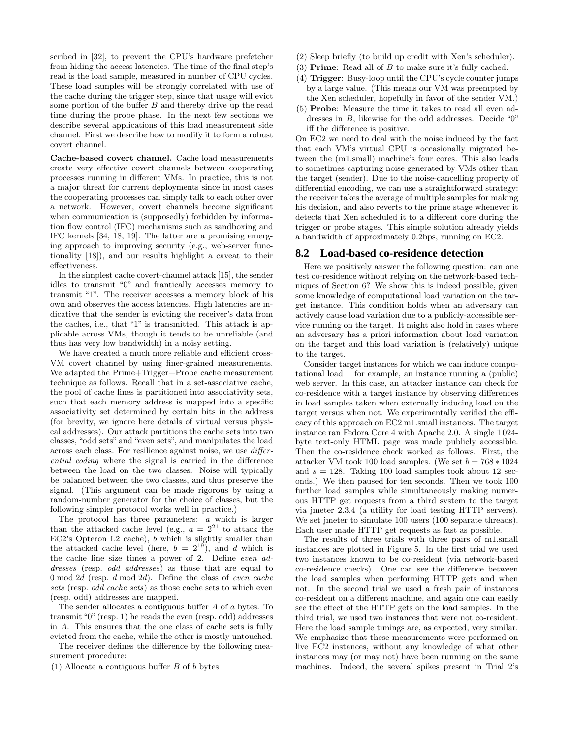scribed in [32], to prevent the CPU's hardware prefetcher from hiding the access latencies. The time of the final step's read is the load sample, measured in number of CPU cycles. These load samples will be strongly correlated with use of the cache during the trigger step, since that usage will evict some portion of the buffer $B$ and thereby drive up the read time during the probe phase. In the next few sections we describe several applications of this load measurement side channel. First we describe how to modify it to form a robust covert channel.

**Cache-based covert channel.** Cache load measurements create very effective covert channels between cooperating processes running in different VMs. In practice, this is not a major threat for current deployments since in most cases the cooperating processes can simply talk to each other over a network. However, covert channels become significant when communication is (supposedly) forbidden by information flow control (IFC) mechanisms such as sandboxing and IFC kernels [34, 18, 19]. The latter are a promising emerging approach to improving security (e.g., web-server functionality [18]), and our results highlight a caveat to their effectiveness.

In the simplest cache covert-channel attack [15], the sender idles to transmit "0" and frantically accesses memory to transmit "1". The receiver accesses a memory block of his own and observes the access latencies. High latencies are indicative that the sender is evicting the receiver's data from the caches, i.e., that "1" is transmitted. This attack is applicable across VMs, though it tends to be unreliable (and thus has very low bandwidth) in a noisy setting.

We have created a much more reliable and efficient cross-VM covert channel by using finer-grained measurements. We adapted the Prime+Trigger+Probe cache measurement technique as follows. Recall that in a set-associative cache, the pool of cache lines is partitioned into associativity sets, such that each memory address is mapped into a specific associativity set determined by certain bits in the address (for brevity, we ignore here details of virtual versus physical addresses). Our attack partitions the cache sets into two classes, "odd sets" and "even sets", and manipulates the load across each class. For resilience against noise, we use *differential coding* where the signal is carried in the difference between the load on the two classes. Noise will typically be balanced between the two classes, and thus preserve the signal. (This argument can be made rigorous by using a random-number generator for the choice of classes, but the following simpler protocol works well in practice.)

The protocol has three parameters: $a$ which is larger than the attacked cache level (e.g., $a = 2^{21}$ to attack the EC2's Opteron L2 cache), $b$ which is slightly smaller than the attacked cache level (here, $b = 2^{19}$), and $d$ which is the cache line size times a power of 2. Define *even addresses* (resp. *odd addresses*) as those that are equal to $0 \bmod 2d$ (resp. $d \bmod 2d$). Define the class of *even cache sets* (resp. *odd cache sets*) as those cache sets to which even (resp. odd) addresses are mapped.

The sender allocates a contiguous buffer $A$ of $a$ bytes. To transmit "0" (resp. 1) he reads the even (resp. odd) addresses in $A$. This ensures that the one class of cache sets is fully evicted from the cache, while the other is mostly untouched.

The receiver defines the difference by the following measurement procedure:

(1) Allocate a contiguous buffer $B$ of $b$ bytes

(2) Sleep briefly (to build up credit with Xen's scheduler).

(3) **Prime**: Read all of $B$ to make sure it's fully cached.

(4) **Trigger**: Busy-loop until the CPU's cycle counter jumps by a large value. (This means our VM was preempted by the Xen scheduler, hopefully in favor of the sender VM.)

(5) **Probe**: Measure the time it takes to read all even addresses in $B$, likewise for the odd addresses. Decide "0" iff the difference is positive.

On EC2 we need to deal with the noise induced by the fact that each VM's virtual CPU is occasionally migrated between the (m1.small) machine's four cores. This also leads to sometimes capturing noise generated by VMs other than the target (sender). Due to the noise-cancelling property of differential encoding, we can use a straightforward strategy: the receiver takes the average of multiple samples for making his decision, and also reverts to the prime stage whenever it detects that Xen scheduled it to a different core during the trigger or probe stages. This simple solution already yields a bandwidth of approximately 0.2bps, running on EC2.

## 8.2 Load-based co-residence detection

Here we positively answer the following question: can one test co-residence without relying on the network-based techniques of Section 6? We show this is indeed possible, given some knowledge of computational load variation on the target instance. This condition holds when an adversary can actively cause load variation due to a publicly-accessible service running on the target. It might also hold in cases where an adversary has a priori information about load variation on the target and this load variation is (relatively) unique to the target.

Consider target instances for which we can induce computational load — for example, an instance running a (public) web server. In this case, an attacker instance can check for co-residence with a target instance by observing differences in load samples taken when externally inducing load on the target versus when not. We experimentally verified the efficacy of this approach on EC2 m1.small instances. The target instance ran Fedora Core 4 with Apache 2.0. A single 1 024-byte text-only HTML page was made publicly accessible. Then the co-residence check worked as follows. First, the attacker VM took 100 load samples. (We set $b = 768 * 1024$ and $s = 128$. Taking 100 load samples took about 12 seconds.) We then paused for ten seconds. Then we took 100 further load samples while simultaneously making numerous HTTP get requests from a third system to the target via jmeter 2.3.4 (a utility for load testing HTTP servers). We set jmeter to simulate 100 users (100 separate threads). Each user made HTTP get requests as fast as possible.

The results of three trials with three pairs of m1.small instances are plotted in Figure 5. In the first trial we used two instances known to be co-resident (via network-based co-residence checks). One can see the difference between the load samples when performing HTTP gets and when not. In the second trial we used a fresh pair of instances co-resident on a different machine, and again one can easily see the effect of the HTTP gets on the load samples. In the third trial, we used two instances that were not co-resident. Here the load sample timings are, as expected, very similar. We emphasize that these measurements were performed on live EC2 instances, without any knowledge of what other instances may (or may not) have been running on the same machines. Indeed, the several spikes present in Trial 2's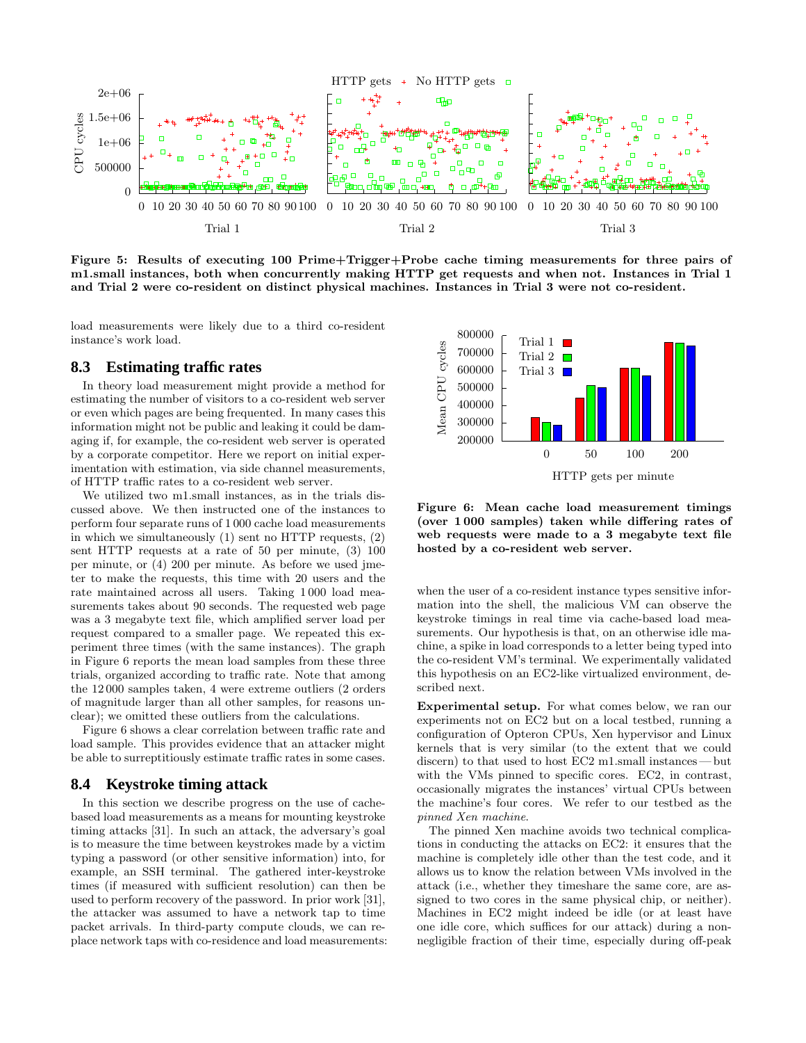Figure 5: Results of executing 100 Prime+Trigger+Probe cache timing measurements for three pairs of m1.small instances, both when concurrently making HTTP get requests and when not. Instances in Trial 1 and Trial 2 were co-resident on distinct physical machines. Instances in Trial 3 were not co-resident.

load measurements were likely due to a third co-resident instance's work load.

## 8.3 Estimating traffic rates

In theory load measurement might provide a method for estimating the number of visitors to a co-resident web server or even which pages are being frequented. In many cases this information might not be public and leaking it could be damaging if, for example, the co-resident web server is operated by a corporate competitor. Here we report on initial experimentation with estimation, via side channel measurements, of HTTP traffic rates to a co-resident web server.

We utilized two m1.small instances, as in the trials discussed above. We then instructed one of the instances to perform four separate runs of 1 000 cache load measurements in which we simultaneously (1) sent no HTTP requests, (2) sent HTTP requests at a rate of 50 per minute, (3) 100 per minute, or (4) 200 per minute. As before we used jmeter to make the requests, this time with 20 users and the rate maintained across all users. Taking 1 000 load measurements takes about 90 seconds. The requested web page was a 3 megabyte text file, which amplified server load per request compared to a smaller page. We repeated this experiment three times (with the same instances). The graph in Figure 6 reports the mean load samples from these three trials, organized according to traffic rate. Note that among the 12 000 samples taken, 4 were extreme outliers (2 orders of magnitude larger than all other samples, for reasons unclear); we omitted these outliers from the calculations.

Figure 6 shows a clear correlation between traffic rate and load sample. This provides evidence that an attacker might be able to surreptitiously estimate traffic rates in some cases.

## 8.4 Keystroke timing attack

In this section we describe progress on the use of cache-based load measurements as a means for mounting keystroke timing attacks [31]. In such an attack, the adversary's goal is to measure the time between keystrokes made by a victim typing a password (or other sensitive information) into, for example, an SSH terminal. The gathered inter-keystroke times (if measured with sufficient resolution) can then be used to perform recovery of the password. In prior work [31], the attacker was assumed to have a network tap to time packet arrivals. In third-party compute clouds, we can replace network taps with co-residence and load measurements:

Figure 6: Mean cache load measurement timings (over 1 000 samples) taken while differing rates of web requests were made to a 3 megabyte text file hosted by a co-resident web server.

when the user of a co-resident instance types sensitive information into the shell, the malicious VM can observe the keystroke timings in real time via cache-based load measurements. Our hypothesis is that, on an otherwise idle machine, a spike in load corresponds to a letter being typed into the co-resident VM's terminal. We experimentally validated this hypothesis on an EC2-like virtualized environment, described next.

**Experimental setup.** For what comes below, we ran our experiments not on EC2 but on a local testbed, running a configuration of Opteron CPUs, Xen hypervisor and Linux kernels that is very similar (to the extent that we could discern) to that used to host EC2 m1.small instances — but with the VMs pinned to specific cores. EC2, in contrast, occasionally migrates the instances' virtual CPUs between the machine's four cores. We refer to our testbed as the *pinned Xen machine*.

The pinned Xen machine avoids two technical complications in conducting the attacks on EC2: it ensures that the machine is completely idle other than the test code, and it allows us to know the relation between VMs involved in the attack (i.e., whether they timeshare the same core, are assigned to two cores in the same physical chip, or neither). Machines in EC2 might indeed be idle (or at least have one idle core, which suffices for our attack) during a non-negligible fraction of their time, especially during off-peak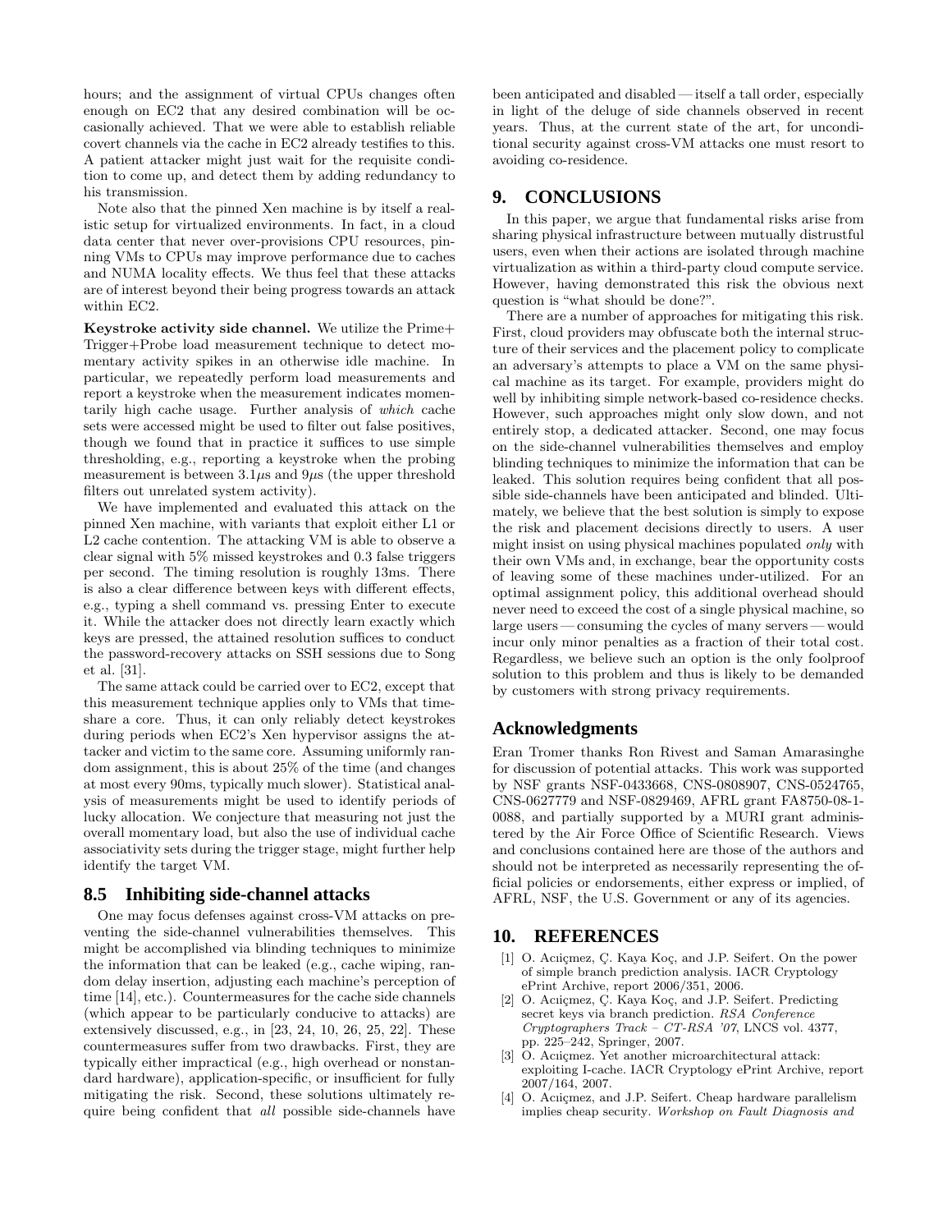hours; and the assignment of virtual CPUs changes often enough on EC2 that any desired combination will be occasionally achieved. That we were able to establish reliable covert channels via the cache in EC2 already testifies to this. A patient attacker might just wait for the requisite condition to come up, and detect them by adding redundancy to his transmission.

Note also that the pinned Xen machine is by itself a realistic setup for virtualized environments. In fact, in a cloud data center that never over-provisions CPU resources, pinning VMs to CPUs may improve performance due to caches and NUMA locality effects. We thus feel that these attacks are of interest beyond their being progress towards an attack within EC2.

**Keystroke activity side channel.** We utilize the Prime+Trigger+Probe load measurement technique to detect momentary activity spikes in an otherwise idle machine. In particular, we repeatedly perform load measurements and report a keystroke when the measurement indicates momentarily high cache usage. Further analysis of *which* cache sets were accessed might be used to filter out false positives, though we found that in practice it suffices to use simple thresholding, e.g., reporting a keystroke when the probing measurement is between $3.1\mu s$ and $9\mu s$ (the upper threshold filters out unrelated system activity).

We have implemented and evaluated this attack on the pinned Xen machine, with variants that exploit either L1 or L2 cache contention. The attacking VM is able to observe a clear signal with 5% missed keystrokes and 0.3 false triggers per second. The timing resolution is roughly 13ms. There is also a clear difference between keys with different effects, e.g., typing a shell command vs. pressing Enter to execute it. While the attacker does not directly learn exactly which keys are pressed, the attained resolution suffices to conduct the password-recovery attacks on SSH sessions due to Song et al. [31].

The same attack could be carried over to EC2, except that this measurement technique applies only to VMs that time-share a core. Thus, it can only reliably detect keystrokes during periods when EC2's Xen hypervisor assigns the attacker and victim to the same core. Assuming uniformly random assignment, this is about 25% of the time (and changes at most every 90ms, typically much slower). Statistical analysis of measurements might be used to identify periods of lucky allocation. We conjecture that measuring not just the overall momentary load, but also the use of individual cache associativity sets during the trigger stage, might further help identify the target VM.

## 8.5 Inhibiting side-channel attacks

One may focus defenses against cross-VM attacks on preventing the side-channel vulnerabilities themselves. This might be accomplished via blinding techniques to minimize the information that can be leaked (e.g., cache wiping, random delay insertion, adjusting each machine's perception of time [14], etc.). Countermeasures for the cache side channels (which appear to be particularly conducive to attacks) are extensively discussed, e.g., in [23, 24, 10, 26, 25, 22]. These countermeasures suffer from two drawbacks. First, they are typically either impractical (e.g., high overhead or nonstandard hardware), application-specific, or insufficient for fully mitigating the risk. Second, these solutions ultimately require being confident that *all* possible side-channels have been anticipated and disabled — itself a tall order, especially in light of the deluge of side channels observed in recent years. Thus, at the current state of the art, for unconditional security against cross-VM attacks one must resort to avoiding co-residence.

# 9. CONCLUSIONS

In this paper, we argue that fundamental risks arise from sharing physical infrastructure between mutually distrustful users, even when their actions are isolated through machine virtualization as within a third-party cloud compute service. However, having demonstrated this risk the obvious next question is "what should be done?".

There are a number of approaches for mitigating this risk. First, cloud providers may obfuscate both the internal structure of their services and the placement policy to complicate an adversary's attempts to place a VM on the same physical machine as its target. For example, providers might do well by inhibiting simple network-based co-residence checks. However, such approaches might only slow down, and not entirely stop, a dedicated attacker. Second, one may focus on the side-channel vulnerabilities themselves and employ blinding techniques to minimize the information that can be leaked. This solution requires being confident that all possible side-channels have been anticipated and blinded. Ultimately, we believe that the best solution is simply to expose the risk and placement decisions directly to users. A user might insist on using physical machines populated *only* with their own VMs and, in exchange, bear the opportunity costs of leaving some of these machines under-utilized. For an optimal assignment policy, this additional overhead should never need to exceed the cost of a single physical machine, so large users — consuming the cycles of many servers — would incur only minor penalties as a fraction of their total cost. Regardless, we believe such an option is the only foolproof solution to this problem and thus is likely to be demanded by customers with strong privacy requirements.

## Acknowledgments

Eran Tromer thanks Ron Rivest and Saman Amarasinghe for discussion of potential attacks. This work was supported by NSF grants NSF-0433668, CNS-0808907, CNS-0524765, CNS-0627779 and NSF-0829469, AFRL grant FA8750-08-1-0088, and partially supported by a MURI grant administered by the Air Force Office of Scientific Research. Views and conclusions contained here are those of the authors and should not be interpreted as necessarily representing the official policies or endorsements, either express or implied, of AFRL, NSF, the U.S. Government or any of its agencies.

# 10. REFERENCES

[1] O. Acıiçmez, Ç. Kaya Koç, and J.P. Seifert. On the power of simple branch prediction analysis. IACR Cryptology ePrint Archive, report 2006/351, 2006.

[2] O. Acıiçmez, Ç. Kaya Koç, and J.P. Seifert. Predicting secret keys via branch prediction. *RSA Conference Cryptographers Track – CT-RSA '07*, LNCS vol. 4377, pp. 225–242, Springer, 2007.

[3] O. Acıiçmez. Yet another microarchitectural attack: exploiting I-cache. IACR Cryptology ePrint Archive, report 2007/164, 2007.

[4] O. Acıiçmez, and J.P. Seifert. Cheap hardware parallelism implies cheap security. *Workshop on Fault Diagnosis and*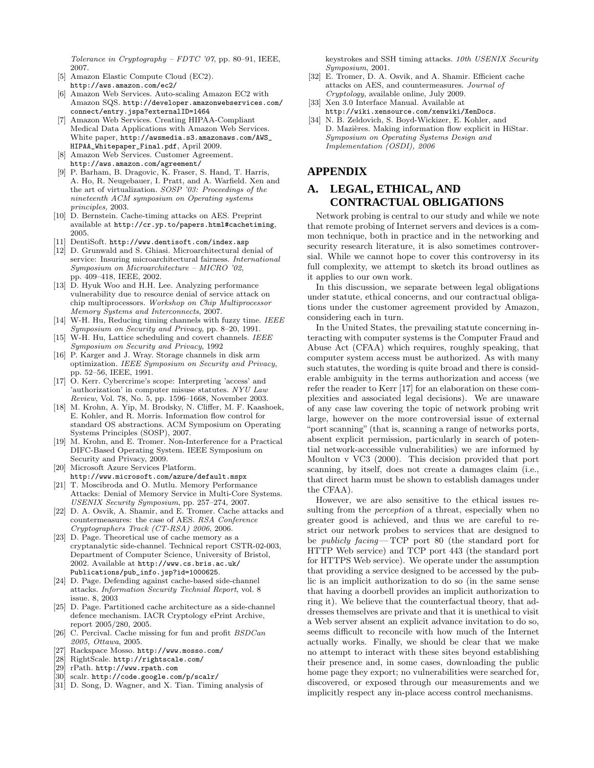*Tolerance in Cryptography – FDTC '07*, pp. 80–91, IEEE, 2007.

[5] Amazon Elastic Compute Cloud (EC2). http://aws.amazon.com/ec2/

[6] Amazon Web Services. Auto-scaling Amazon EC2 with Amazon SQS. http://developer.amazonwebservices.com/connect/entry.jspa?externalID=1464

[7] Amazon Web Services. Creating HIPAA-Compliant Medical Data Applications with Amazon Web Services. White paper, http://awsmedia.s3.amazonaws.com/AWS_HIPAA_Whitepaper_Final.pdf, April 2009.

[8] Amazon Web Services. Customer Agreement. http://aws.amazon.com/agreement/

[9] P. Barham, B. Dragovic, K. Fraser, S. Hand, T. Harris, A. Ho, R. Neugebauer, I. Pratt, and A. Warfield. Xen and the art of virtualization. *SOSP '03: Proceedings of the nineteenth ACM symposium on Operating systems principles*, 2003.

[10] D. Bernstein. Cache-timing attacks on AES. Preprint available at http://cr.yp.to/papers.html#cachetiming, 2005.

[11] DentiSoft. http://www.dentisoft.com/index.asp

[12] D. Grunwald and S. Ghiasi. Microarchitectural denial of service: Insuring microarchitectural fairness. *International Symposium on Microarchitecture – MICRO '02*, pp. 409–418, IEEE, 2002.

[13] D. Hyuk Woo and H.H. Lee. Analyzing performance vulnerability due to resource denial of service attack on chip multiprocessors. *Workshop on Chip Multiprocessor Memory Systems and Interconnects*, 2007.

[14] W-H. Hu, Reducing timing channels with fuzzy time. *IEEE Symposium on Security and Privacy*, pp. 8–20, 1991.

[15] W-H. Hu, Lattice scheduling and covert channels. *IEEE Symposium on Security and Privacy*, 1992

[16] P. Karger and J. Wray. Storage channels in disk arm optimization. *IEEE Symposium on Security and Privacy*, pp. 52–56, IEEE, 1991.

[17] O. Kerr. Cybercrime's scope: Interpreting 'access' and 'authorization' in computer misuse statutes. *NYU Law Review*, Vol. 78, No. 5, pp. 1596–1668, November 2003.

[18] M. Krohn, A. Yip, M. Brodsky, N. Cliffer, M. F. Kaashoek, E. Kohler, and R. Morris. Information flow control for standard OS abstractions. ACM Symposium on Operating Systems Principles (SOSP), 2007.

[19] M. Krohn, and E. Tromer. Non-Interference for a Practical DIFC-Based Operating System. IEEE Symposium on Security and Privacy, 2009.

[20] Microsoft Azure Services Platform. http://www.microsoft.com/azure/default.mspx

[21] T. Moscibroda and O. Mutlu. Memory Performance Attacks: Denial of Memory Service in Multi-Core Systems. *USENIX Security Symposium*, pp. 257–274, 2007.

[22] D. A. Osvik, A. Shamir, and E. Tromer. Cache attacks and countermeasures: the case of AES. *RSA Conference Cryptographers Track (CT-RSA) 2006*, 2006.

[23] D. Page. Theoretical use of cache memory as a cryptanalytic side-channel. Technical report CSTR-02-003, Department of Computer Science, University of Bristol, 2002. Available at http://www.cs.bris.ac.uk/Publications/pub_info.jsp?id=1000625.

[24] D. Page. Defending against cache-based side-channel attacks. *Information Security Technial Report*, vol. 8 issue. 8, 2003

[25] D. Page. Partitioned cache architecture as a side-channel defence mechanism. IACR Cryptology ePrint Archive, report 2005/280, 2005.

[26] C. Percival. Cache missing for fun and profit *BSDCan 2005, Ottawa*, 2005.

[27] Rackspace Mosso. http://www.mosso.com/

[28] RightScale. http://rightscale.com/

[29] rPath. http://www.rpath.com

[30] scalr. http://code.google.com/p/scalr/

[31] D. Song, D. Wagner, and X. Tian. Timing analysis of keystrokes and SSH timing attacks. *10th USENIX Security Symposium*, 2001.

[32] E. Tromer, D. A. Osvik, and A. Shamir. Efficient cache attacks on AES, and countermeasures. *Journal of Cryptology*, available online, July 2009.

[33] Xen 3.0 Interface Manual. Available at http://wiki.xensource.com/xenwiki/XenDocs.

[34] N. B. Zeldovich, S. Boyd-Wickizer, E. Kohler, and D. Mazières. Making information flow explicit in HiStar. *Symposium on Operating Systems Design and Implementation (OSDI), 2006*

# APPENDIX

## A. LEGAL, ETHICAL, AND CONTRACTUAL OBLIGATIONS

Network probing is central to our study and while we note that remote probing of Internet servers and devices is a common technique, both in practice and in the networking and security research literature, it is also sometimes controversial. While we cannot hope to cover this controversy in its full complexity, we attempt to sketch its broad outlines as it applies to our own work.

In this discussion, we separate between legal obligations under statute, ethical concerns, and our contractual obligations under the customer agreement provided by Amazon, considering each in turn.

In the United States, the prevailing statute concerning interacting with computer systems is the Computer Fraud and Abuse Act (CFAA) which requires, roughly speaking, that computer system access must be authorized. As with many such statutes, the wording is quite broad and there is considerable ambiguity in the terms authorization and access (we refer the reader to Kerr [17] for an elaboration on these complexities and associated legal decisions). We are unaware of any case law covering the topic of network probing writ large, however on the more controversial issue of external "port scanning" (that is, scanning a range of networks ports, absent explicit permission, particularly in search of potential network-accessible vulnerabilities) we are informed by Moulton v VC3 (2000). This decision provided that port scanning, by itself, does not create a damages claim (i.e., that direct harm must be shown to establish damages under the CFAA).

However, we are also sensitive to the ethical issues resulting from the *perception* of a threat, especially when no greater good is achieved, and thus we are careful to restrict our network probes to services that are designed to be *publicly facing*— TCP port 80 (the standard port for HTTP Web service) and TCP port 443 (the standard port for HTTPS Web service). We operate under the assumption that providing a service designed to be accessed by the public is an implicit authorization to do so (in the same sense that having a doorbell provides an implicit authorization to ring it). We believe that the counterfactual theory, that addresses themselves are private and that it is unethical to visit a Web server absent an explicit advance invitation to do so, seems difficult to reconcile with how much of the Internet actually works. Finally, we should be clear that we make no attempt to interact with these sites beyond establishing their presence and, in some cases, downloading the public home page they export; no vulnerabilities were searched for, discovered, or exposed through our measurements and we implicitly respect any in-place access control mechanisms.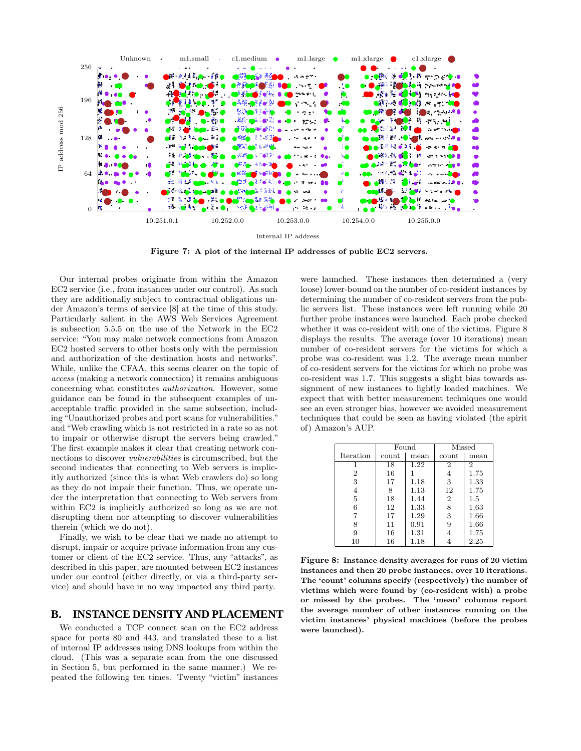Unknown m1.small c1.medium m1.large m1.xlarge c1.xlarge

256
196
128
64
0

IP address mod 256

10.251.0.1 10.252.0.0 10.253.0.0 10.254.0.0 10.255.0.0

Internal IP address

**Figure 7: A plot of the internal IP addresses of public EC2 servers.**

Our internal probes originate from within the Amazon EC2 service (i.e., from instances under our control). As such they are additionally subject to contractual obligations under Amazon's terms of service [8] at the time of this study. Particularly salient in the AWS Web Services Agreement is subsection 5.5.5 on the use of the Network in the EC2 service: "You may make network connections from Amazon EC2 hosted servers to other hosts only with the permission and authorization of the destination hosts and networks". While, unlike the CFAA, this seems clearer on the topic of *access* (making a network connection) it remains ambiguous concerning what constitutes *authorization*. However, some guidance can be found in the subsequent examples of unacceptable traffic provided in the same subsection, including "Unauthorized probes and port scans for vulnerabilities." and "Web crawling which is not restricted in a rate so as not to impair or otherwise disrupt the servers being crawled." The first example makes it clear that creating network connections to discover *vulnerabilities* is circumscribed, but the second indicates that connecting to Web servers is implicitly authorized (since this is what Web crawlers do) so long as they do not impair their function. Thus, we operate under the interpretation that connecting to Web servers from within EC2 is implicitly authorized so long as we are not disrupting them nor attempting to discover vulnerabilities therein (which we do not).

Finally, we wish to be clear that we made no attempt to disrupt, impair or acquire private information from any customer or client of the EC2 service. Thus, any "attacks", as described in this paper, are mounted between EC2 instances under our control (either directly, or via a third-party service) and should have in no way impacted any third party.

## B. INSTANCE DENSITY AND PLACEMENT

We conducted a TCP connect scan on the EC2 address space for ports 80 and 443, and translated these to a list of internal IP addresses using DNS lookups from within the cloud. (This was a separate scan from the one discussed in Section 5, but performed in the same manner.) We repeated the following ten times. Twenty "victim" instances were launched. These instances then determined a (very loose) lower-bound on the number of co-resident instances by determining the number of co-resident servers from the public servers list. These instances were left running while 20 further probe instances were launched. Each probe checked whether it was co-resident with one of the victims. Figure 8 displays the results. The average (over 10 iterations) mean number of co-resident servers for the victims for which a probe was co-resident was 1.2. The average mean number of co-resident servers for the victims for which no probe was co-resident was 1.7. This suggests a slight bias towards assignment of new instances to lightly loaded machines. We expect that with better measurement techniques one would see an even stronger bias, however we avoided measurement techniques that could be seen as having violated (the spirit of) Amazon's AUP.

| | Found | | Missed | |
|---|---|---|---|---|
| Iteration | count | mean | count | mean |
| 1 | 18 | 1.22 | 2 | 2 |
| 2 | 16 | 1 | 4 | 1.75 |
| 3 | 17 | 1.18 | 3 | 1.33 |
| 4 | 8 | 1.13 | 12 | 1.75 |
| 5 | 18 | 1.44 | 2 | 1.5 |
| 6 | 12 | 1.33 | 8 | 1.63 |
| 7 | 17 | 1.29 | 3 | 1.66 |
| 8 | 11 | 0.91 | 9 | 1.66 |
| 9 | 16 | 1.31 | 4 | 1.75 |
| 10 | 16 | 1.18 | 4 | 2.25 |

**Figure 8: Instance density averages for runs of 20 victim instances and then 20 probe instances, over 10 iterations. The 'count' columns specify (respectively) the number of victims which were found by (co-resident with) a probe or missed by the probes. The 'mean' columns report the average number of other instances running on the victim instances' physical machines (before the probes were launched).**